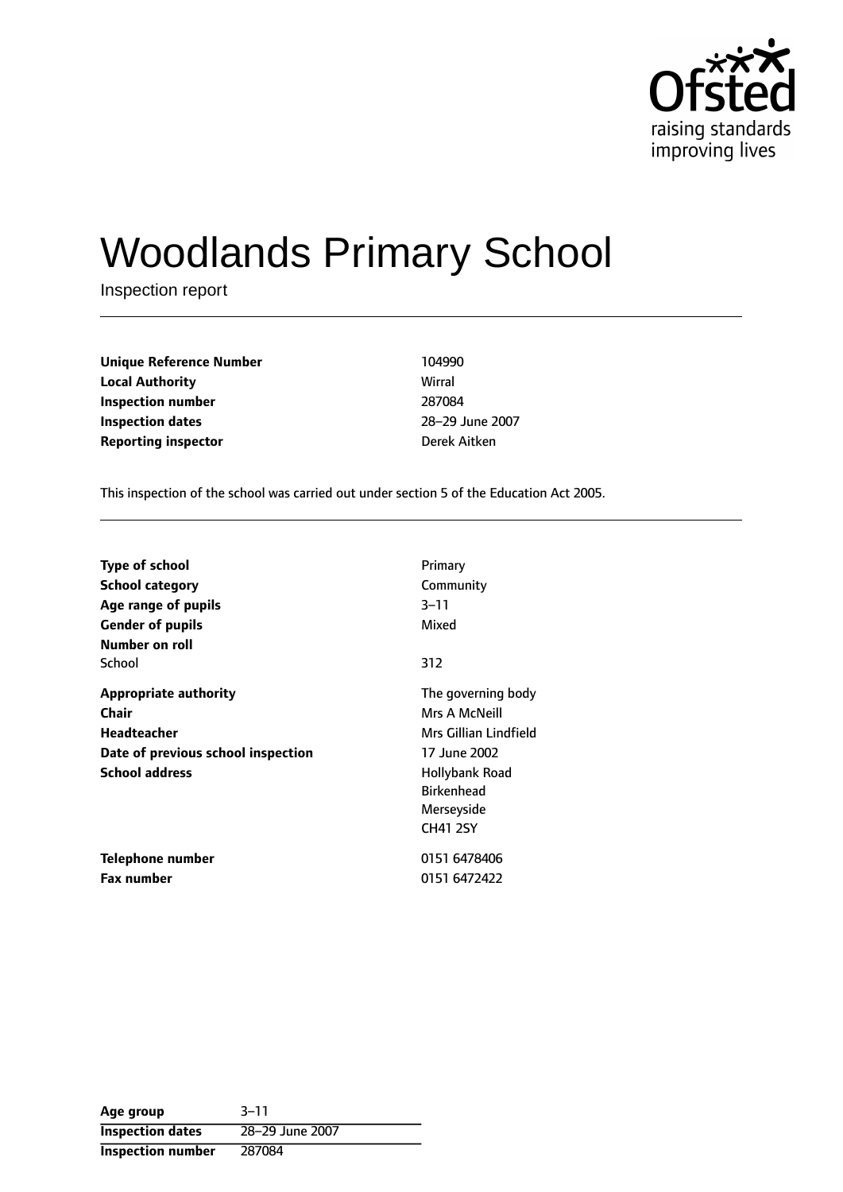# Woodlands Primary School

Inspection report

| | |
|---|---|
| **Unique Reference Number** | 104990 |
| **Local Authority** | Wirral |
| **Inspection number** | 287084 |
| **Inspection dates** | 28–29 June 2007 |
| **Reporting inspector** | Derek Aitken |

This inspection of the school was carried out under section 5 of the Education Act 2005.

| | |
|---|---|
| **Type of school** | Primary |
| **School category** | Community |
| **Age range of pupils** | 3–11 |
| **Gender of pupils** | Mixed |
| **Number on roll** | |
| School | 312 |
| **Appropriate authority** | The governing body |
| **Chair** | Mrs A McNeill |
| **Headteacher** | Mrs Gillian Lindfield |
| **Date of previous school inspection** | 17 June 2002 |
| **School address** | Hollybank Road<br>Birkenhead<br>Merseyside<br>CH41 2SY |
| **Telephone number** | 0151 6478406 |
| **Fax number** | 0151 6472422 |

| | |
|---|---|
| **Age group** | 3–11 |
| **Inspection dates** | 28–29 June 2007 |
| **Inspection number** | 287084 |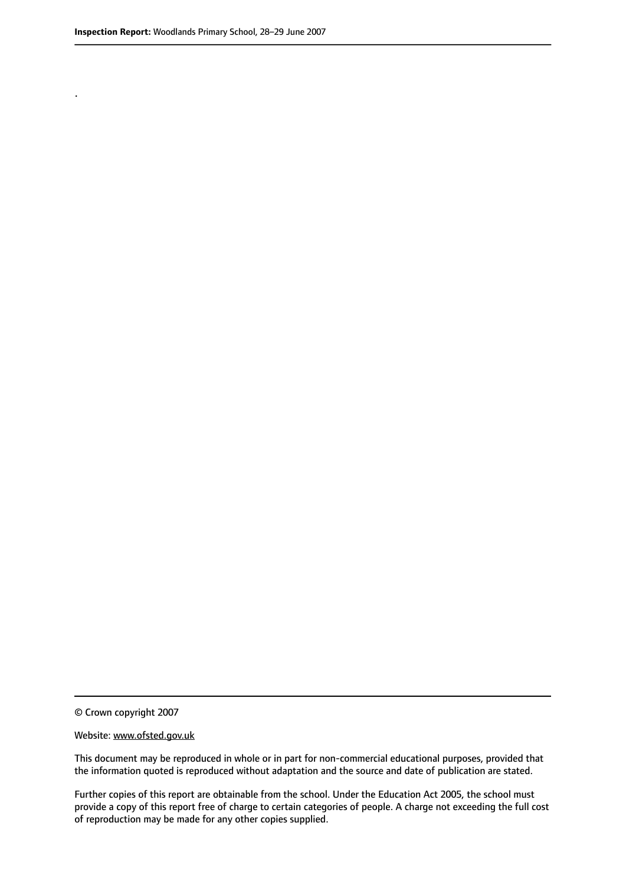.

© Crown copyright 2007

Website: www.ofsted.gov.uk

This document may be reproduced in whole or in part for non-commercial educational purposes, provided that the information quoted is reproduced without adaptation and the source and date of publication are stated.

Further copies of this report are obtainable from the school. Under the Education Act 2005, the school must provide a copy of this report free of charge to certain categories of people. A charge not exceeding the full cost of reproduction may be made for any other copies supplied.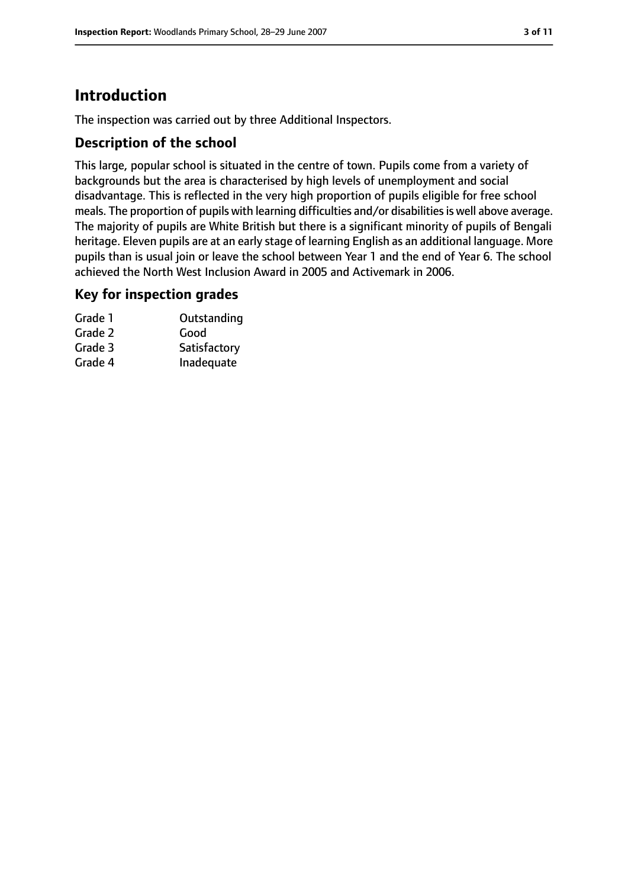# Introduction

The inspection was carried out by three Additional Inspectors.

## Description of the school

This large, popular school is situated in the centre of town. Pupils come from a variety of backgrounds but the area is characterised by high levels of unemployment and social disadvantage. This is reflected in the very high proportion of pupils eligible for free school meals. The proportion of pupils with learning difficulties and/or disabilities is well above average. The majority of pupils are White British but there is a significant minority of pupils of Bengali heritage. Eleven pupils are at an early stage of learning English as an additional language. More pupils than is usual join or leave the school between Year 1 and the end of Year 6. The school achieved the North West Inclusion Award in 2005 and Activemark in 2006.

## Key for inspection grades

| | |
|---|---|
| Grade 1 | Outstanding |
| Grade 2 | Good |
| Grade 3 | Satisfactory |
| Grade 4 | Inadequate |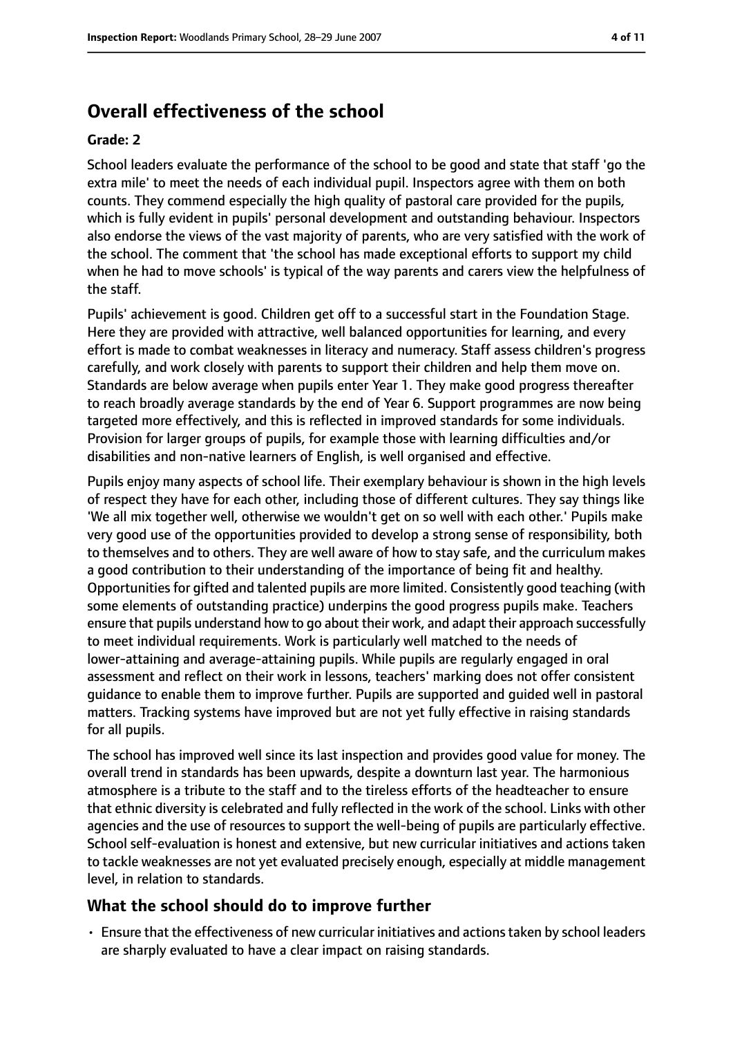## Overall effectiveness of the school

### Grade: 2

School leaders evaluate the performance of the school to be good and state that staff 'go the extra mile' to meet the needs of each individual pupil. Inspectors agree with them on both counts. They commend especially the high quality of pastoral care provided for the pupils, which is fully evident in pupils' personal development and outstanding behaviour. Inspectors also endorse the views of the vast majority of parents, who are very satisfied with the work of the school. The comment that 'the school has made exceptional efforts to support my child when he had to move schools' is typical of the way parents and carers view the helpfulness of the staff.

Pupils' achievement is good. Children get off to a successful start in the Foundation Stage. Here they are provided with attractive, well balanced opportunities for learning, and every effort is made to combat weaknesses in literacy and numeracy. Staff assess children's progress carefully, and work closely with parents to support their children and help them move on. Standards are below average when pupils enter Year 1. They make good progress thereafter to reach broadly average standards by the end of Year 6. Support programmes are now being targeted more effectively, and this is reflected in improved standards for some individuals. Provision for larger groups of pupils, for example those with learning difficulties and/or disabilities and non-native learners of English, is well organised and effective.

Pupils enjoy many aspects of school life. Their exemplary behaviour is shown in the high levels of respect they have for each other, including those of different cultures. They say things like 'We all mix together well, otherwise we wouldn't get on so well with each other.' Pupils make very good use of the opportunities provided to develop a strong sense of responsibility, both to themselves and to others. They are well aware of how to stay safe, and the curriculum makes a good contribution to their understanding of the importance of being fit and healthy. Opportunities for gifted and talented pupils are more limited. Consistently good teaching (with some elements of outstanding practice) underpins the good progress pupils make. Teachers ensure that pupils understand how to go about their work, and adapt their approach successfully to meet individual requirements. Work is particularly well matched to the needs of lower-attaining and average-attaining pupils. While pupils are regularly engaged in oral assessment and reflect on their work in lessons, teachers' marking does not offer consistent guidance to enable them to improve further. Pupils are supported and guided well in pastoral matters. Tracking systems have improved but are not yet fully effective in raising standards for all pupils.

The school has improved well since its last inspection and provides good value for money. The overall trend in standards has been upwards, despite a downturn last year. The harmonious atmosphere is a tribute to the staff and to the tireless efforts of the headteacher to ensure that ethnic diversity is celebrated and fully reflected in the work of the school. Links with other agencies and the use of resources to support the well-being of pupils are particularly effective. School self-evaluation is honest and extensive, but new curricular initiatives and actions taken to tackle weaknesses are not yet evaluated precisely enough, especially at middle management level, in relation to standards.

### What the school should do to improve further

- Ensure that the effectiveness of new curricular initiatives and actions taken by school leaders are sharply evaluated to have a clear impact on raising standards.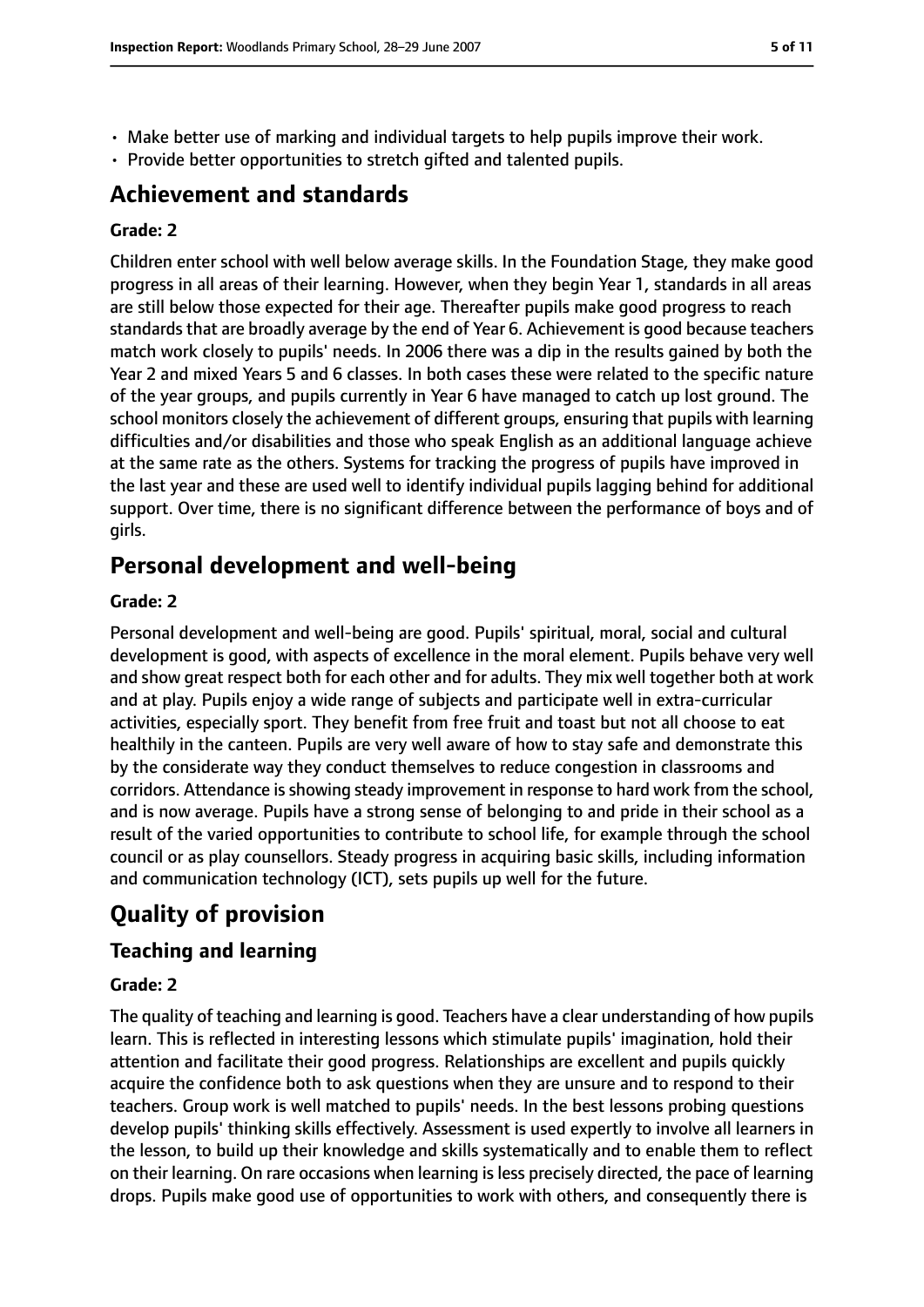- Make better use of marking and individual targets to help pupils improve their work.
- Provide better opportunities to stretch gifted and talented pupils.

## Achievement and standards

**Grade: 2**

Children enter school with well below average skills. In the Foundation Stage, they make good progress in all areas of their learning. However, when they begin Year 1, standards in all areas are still below those expected for their age. Thereafter pupils make good progress to reach standards that are broadly average by the end of Year 6. Achievement is good because teachers match work closely to pupils' needs. In 2006 there was a dip in the results gained by both the Year 2 and mixed Years 5 and 6 classes. In both cases these were related to the specific nature of the year groups, and pupils currently in Year 6 have managed to catch up lost ground. The school monitors closely the achievement of different groups, ensuring that pupils with learning difficulties and/or disabilities and those who speak English as an additional language achieve at the same rate as the others. Systems for tracking the progress of pupils have improved in the last year and these are used well to identify individual pupils lagging behind for additional support. Over time, there is no significant difference between the performance of boys and of girls.

## Personal development and well-being

**Grade: 2**

Personal development and well-being are good. Pupils' spiritual, moral, social and cultural development is good, with aspects of excellence in the moral element. Pupils behave very well and show great respect both for each other and for adults. They mix well together both at work and at play. Pupils enjoy a wide range of subjects and participate well in extra-curricular activities, especially sport. They benefit from free fruit and toast but not all choose to eat healthily in the canteen. Pupils are very well aware of how to stay safe and demonstrate this by the considerate way they conduct themselves to reduce congestion in classrooms and corridors. Attendance is showing steady improvement in response to hard work from the school, and is now average. Pupils have a strong sense of belonging to and pride in their school as a result of the varied opportunities to contribute to school life, for example through the school council or as play counsellors. Steady progress in acquiring basic skills, including information and communication technology (ICT), sets pupils up well for the future.

# Quality of provision

## Teaching and learning

**Grade: 2**

The quality of teaching and learning is good. Teachers have a clear understanding of how pupils learn. This is reflected in interesting lessons which stimulate pupils' imagination, hold their attention and facilitate their good progress. Relationships are excellent and pupils quickly acquire the confidence both to ask questions when they are unsure and to respond to their teachers. Group work is well matched to pupils' needs. In the best lessons probing questions develop pupils' thinking skills effectively. Assessment is used expertly to involve all learners in the lesson, to build up their knowledge and skills systematically and to enable them to reflect on their learning. On rare occasions when learning is less precisely directed, the pace of learning drops. Pupils make good use of opportunities to work with others, and consequently there is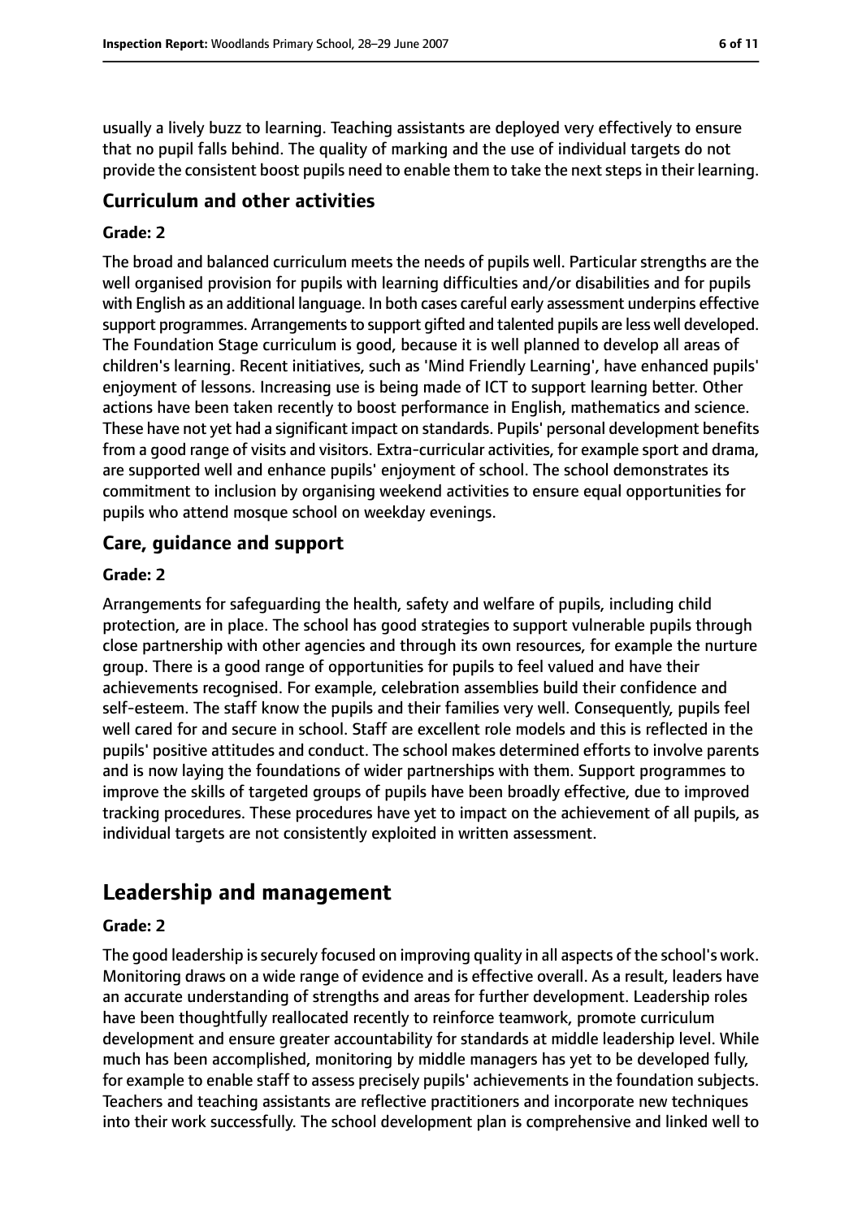usually a lively buzz to learning. Teaching assistants are deployed very effectively to ensure that no pupil falls behind. The quality of marking and the use of individual targets do not provide the consistent boost pupils need to enable them to take the next steps in their learning.

### Curriculum and other activities

#### Grade: 2

The broad and balanced curriculum meets the needs of pupils well. Particular strengths are the well organised provision for pupils with learning difficulties and/or disabilities and for pupils with English as an additional language. In both cases careful early assessment underpins effective support programmes. Arrangements to support gifted and talented pupils are less well developed. The Foundation Stage curriculum is good, because it is well planned to develop all areas of children's learning. Recent initiatives, such as 'Mind Friendly Learning', have enhanced pupils' enjoyment of lessons. Increasing use is being made of ICT to support learning better. Other actions have been taken recently to boost performance in English, mathematics and science. These have not yet had a significant impact on standards. Pupils' personal development benefits from a good range of visits and visitors. Extra-curricular activities, for example sport and drama, are supported well and enhance pupils' enjoyment of school. The school demonstrates its commitment to inclusion by organising weekend activities to ensure equal opportunities for pupils who attend mosque school on weekday evenings.

### Care, guidance and support

#### Grade: 2

Arrangements for safeguarding the health, safety and welfare of pupils, including child protection, are in place. The school has good strategies to support vulnerable pupils through close partnership with other agencies and through its own resources, for example the nurture group. There is a good range of opportunities for pupils to feel valued and have their achievements recognised. For example, celebration assemblies build their confidence and self-esteem. The staff know the pupils and their families very well. Consequently, pupils feel well cared for and secure in school. Staff are excellent role models and this is reflected in the pupils' positive attitudes and conduct. The school makes determined efforts to involve parents and is now laying the foundations of wider partnerships with them. Support programmes to improve the skills of targeted groups of pupils have been broadly effective, due to improved tracking procedures. These procedures have yet to impact on the achievement of all pupils, as individual targets are not consistently exploited in written assessment.

## Leadership and management

#### Grade: 2

The good leadership is securely focused on improving quality in all aspects of the school's work. Monitoring draws on a wide range of evidence and is effective overall. As a result, leaders have an accurate understanding of strengths and areas for further development. Leadership roles have been thoughtfully reallocated recently to reinforce teamwork, promote curriculum development and ensure greater accountability for standards at middle leadership level. While much has been accomplished, monitoring by middle managers has yet to be developed fully, for example to enable staff to assess precisely pupils' achievements in the foundation subjects. Teachers and teaching assistants are reflective practitioners and incorporate new techniques into their work successfully. The school development plan is comprehensive and linked well to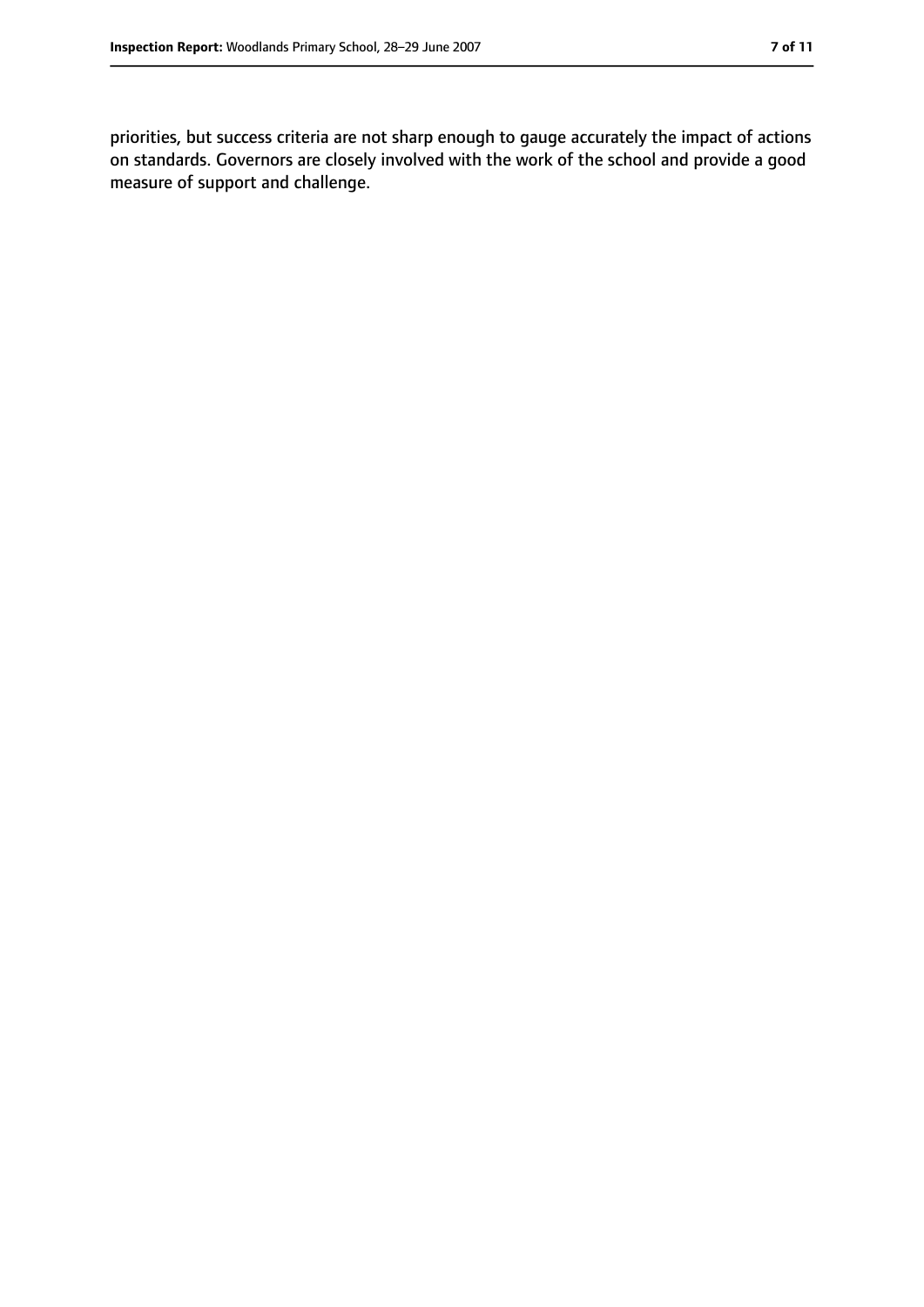priorities, but success criteria are not sharp enough to gauge accurately the impact of actions on standards. Governors are closely involved with the work of the school and provide a good measure of support and challenge.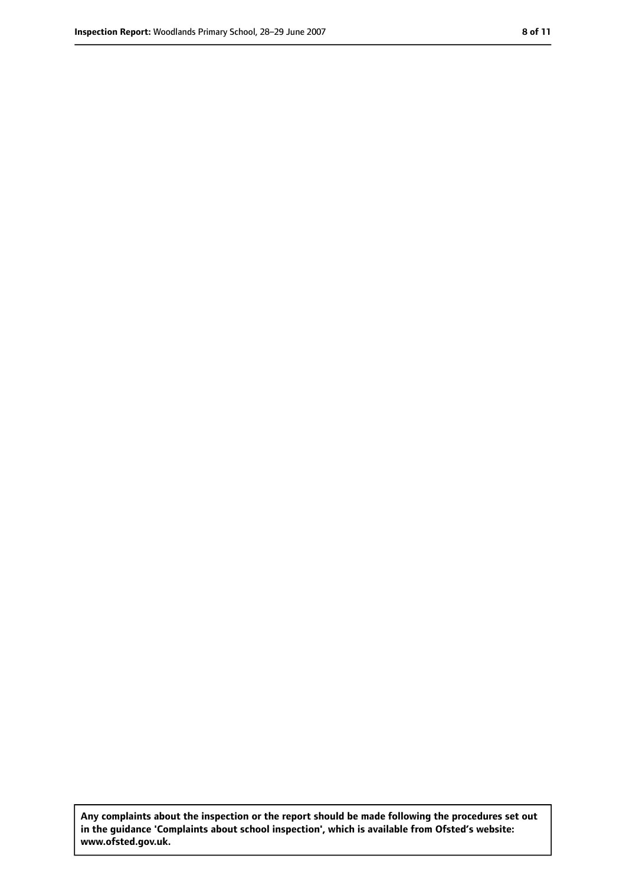**Any complaints about the inspection or the report should be made following the procedures set out in the guidance 'Complaints about school inspection', which is available from Ofsted's website: www.ofsted.gov.uk.**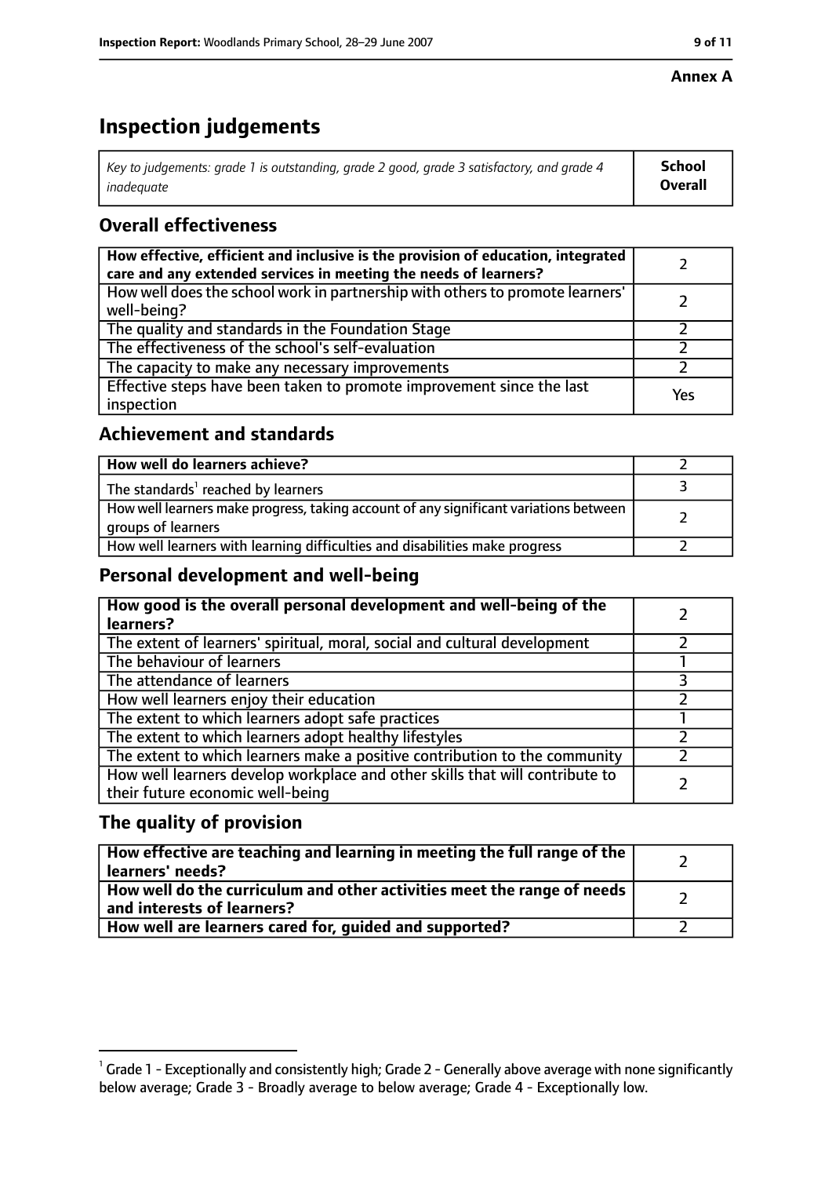**Annex A**

# Inspection judgements

| *Key to judgements: grade 1 is outstanding, grade 2 good, grade 3 satisfactory, and grade 4 inadequate* | **School Overall** |
|---|---|

## Overall effectiveness

| | |
|---|---|
| **How effective, efficient and inclusive is the provision of education, integrated care and any extended services in meeting the needs of learners?** | 2 |
| How well does the school work in partnership with others to promote learners' well-being? | 2 |
| The quality and standards in the Foundation Stage | 2 |
| The effectiveness of the school's self-evaluation | 2 |
| The capacity to make any necessary improvements | 2 |
| Effective steps have been taken to promote improvement since the last inspection | Yes |

## Achievement and standards

| | |
|---|---|
| **How well do learners achieve?** | 2 |
| The standards[1] reached by learners | 3 |
| How well learners make progress, taking account of any significant variations between groups of learners | 2 |
| How well learners with learning difficulties and disabilities make progress | 2 |

## Personal development and well-being

| | |
|---|---|
| **How good is the overall personal development and well-being of the learners?** | 2 |
| The extent of learners' spiritual, moral, social and cultural development | 2 |
| The behaviour of learners | 1 |
| The attendance of learners | 3 |
| How well learners enjoy their education | 2 |
| The extent to which learners adopt safe practices | 1 |
| The extent to which learners adopt healthy lifestyles | 2 |
| The extent to which learners make a positive contribution to the community | 2 |
| How well learners develop workplace and other skills that will contribute to their future economic well-being | 2 |

## The quality of provision

| | |
|---|---|
| **How effective are teaching and learning in meeting the full range of the learners' needs?** | 2 |
| **How well do the curriculum and other activities meet the range of needs and interests of learners?** | 2 |
| **How well are learners cared for, guided and supported?** | 2 |

[1] Grade 1 - Exceptionally and consistently high; Grade 2 - Generally above average with none significantly below average; Grade 3 - Broadly average to below average; Grade 4 - Exceptionally low.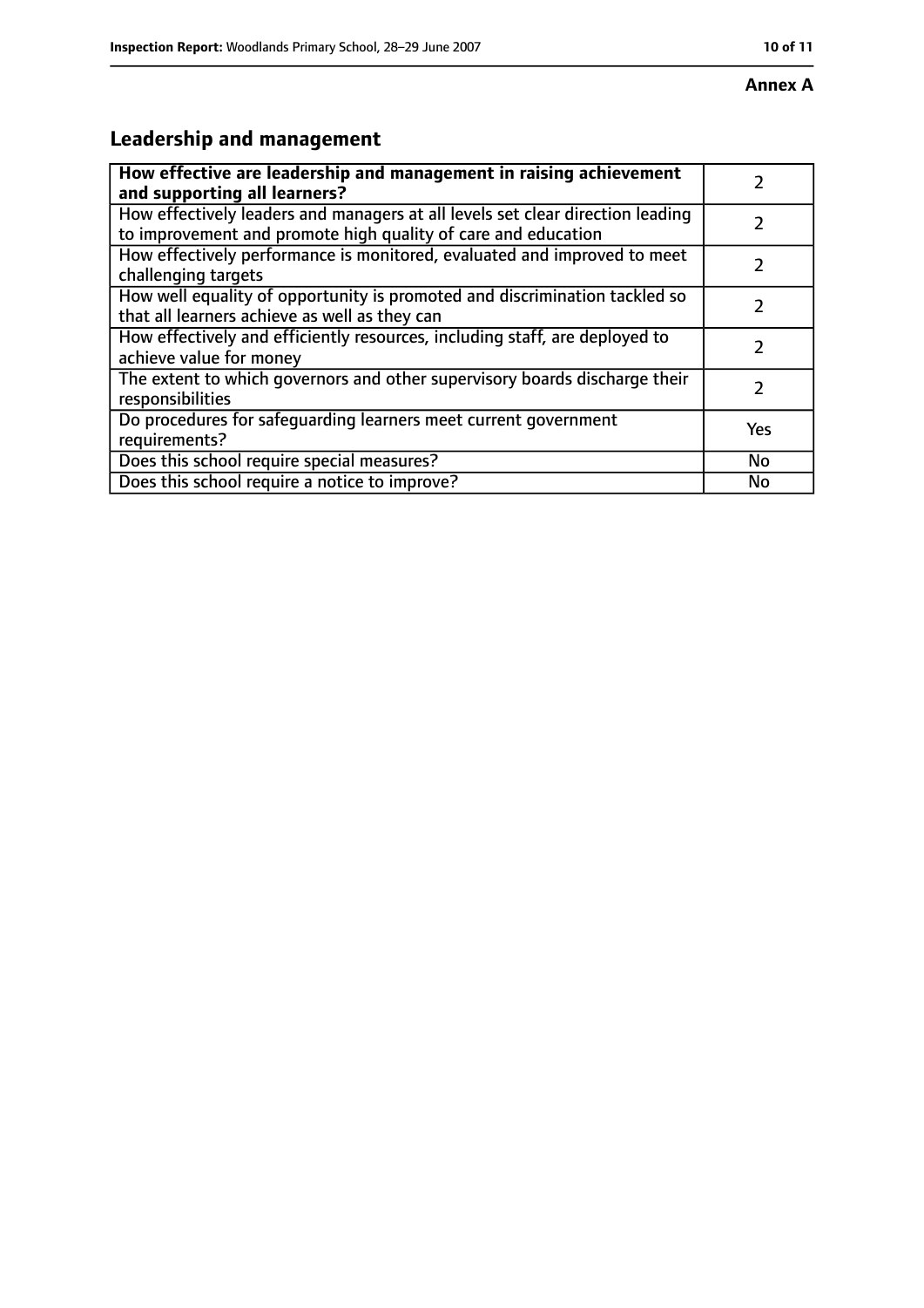**Annex A**

## Leadership and management

| **How effective are leadership and management in raising achievement and supporting all learners?** | 2 |
|---|---|
| How effectively leaders and managers at all levels set clear direction leading to improvement and promote high quality of care and education | 2 |
| How effectively performance is monitored, evaluated and improved to meet challenging targets | 2 |
| How well equality of opportunity is promoted and discrimination tackled so that all learners achieve as well as they can | 2 |
| How effectively and efficiently resources, including staff, are deployed to achieve value for money | 2 |
| The extent to which governors and other supervisory boards discharge their responsibilities | 2 |
| Do procedures for safeguarding learners meet current government requirements? | Yes |
| Does this school require special measures? | No |
| Does this school require a notice to improve? | No |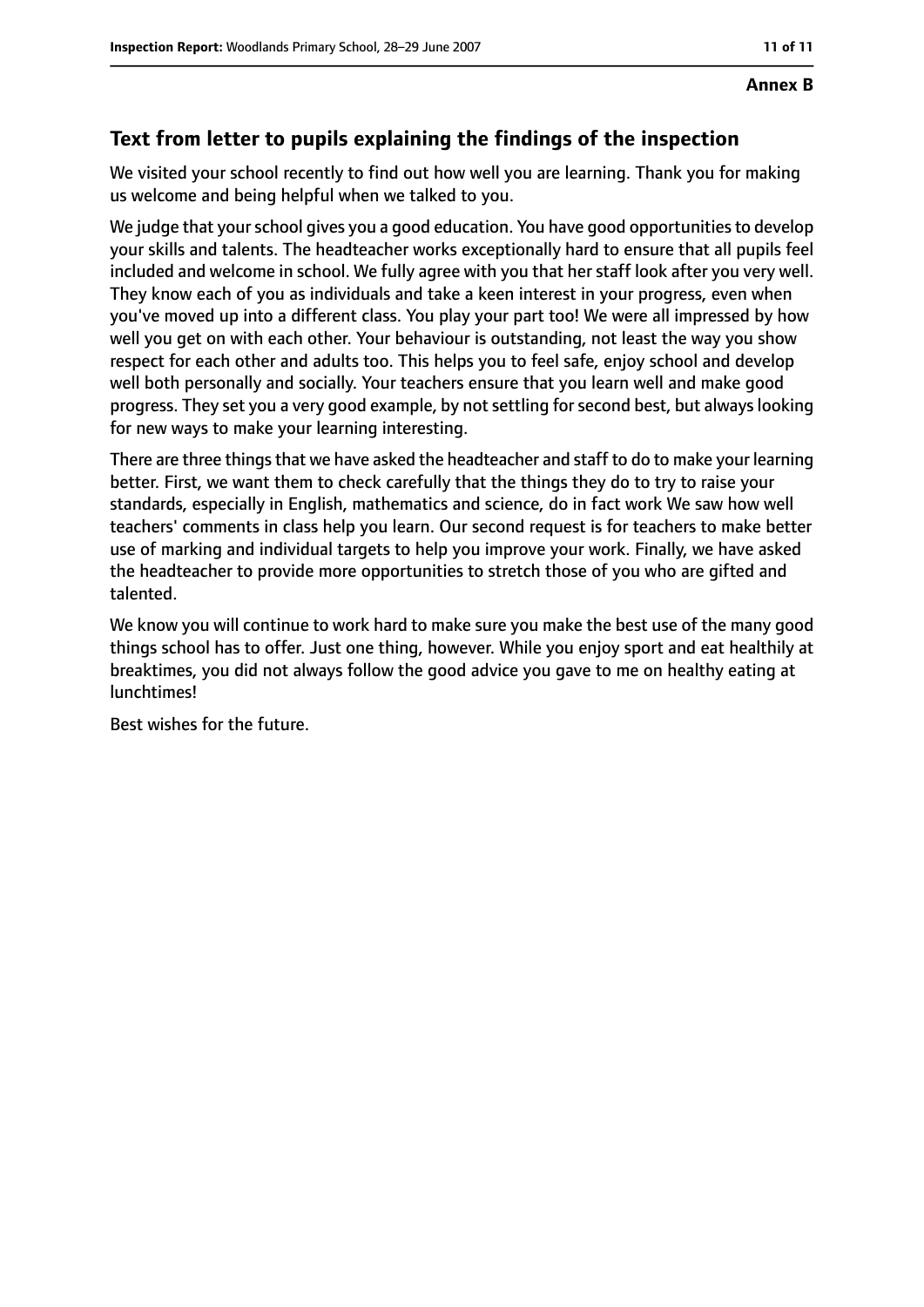**Annex B**

## Text from letter to pupils explaining the findings of the inspection

We visited your school recently to find out how well you are learning. Thank you for making us welcome and being helpful when we talked to you.

We judge that your school gives you a good education. You have good opportunities to develop your skills and talents. The headteacher works exceptionally hard to ensure that all pupils feel included and welcome in school. We fully agree with you that her staff look after you very well. They know each of you as individuals and take a keen interest in your progress, even when you've moved up into a different class. You play your part too! We were all impressed by how well you get on with each other. Your behaviour is outstanding, not least the way you show respect for each other and adults too. This helps you to feel safe, enjoy school and develop well both personally and socially. Your teachers ensure that you learn well and make good progress. They set you a very good example, by not settling for second best, but always looking for new ways to make your learning interesting.

There are three things that we have asked the headteacher and staff to do to make your learning better. First, we want them to check carefully that the things they do to try to raise your standards, especially in English, mathematics and science, do in fact work We saw how well teachers' comments in class help you learn. Our second request is for teachers to make better use of marking and individual targets to help you improve your work. Finally, we have asked the headteacher to provide more opportunities to stretch those of you who are gifted and talented.

We know you will continue to work hard to make sure you make the best use of the many good things school has to offer. Just one thing, however. While you enjoy sport and eat healthily at breaktimes, you did not always follow the good advice you gave to me on healthy eating at lunchtimes!

Best wishes for the future.